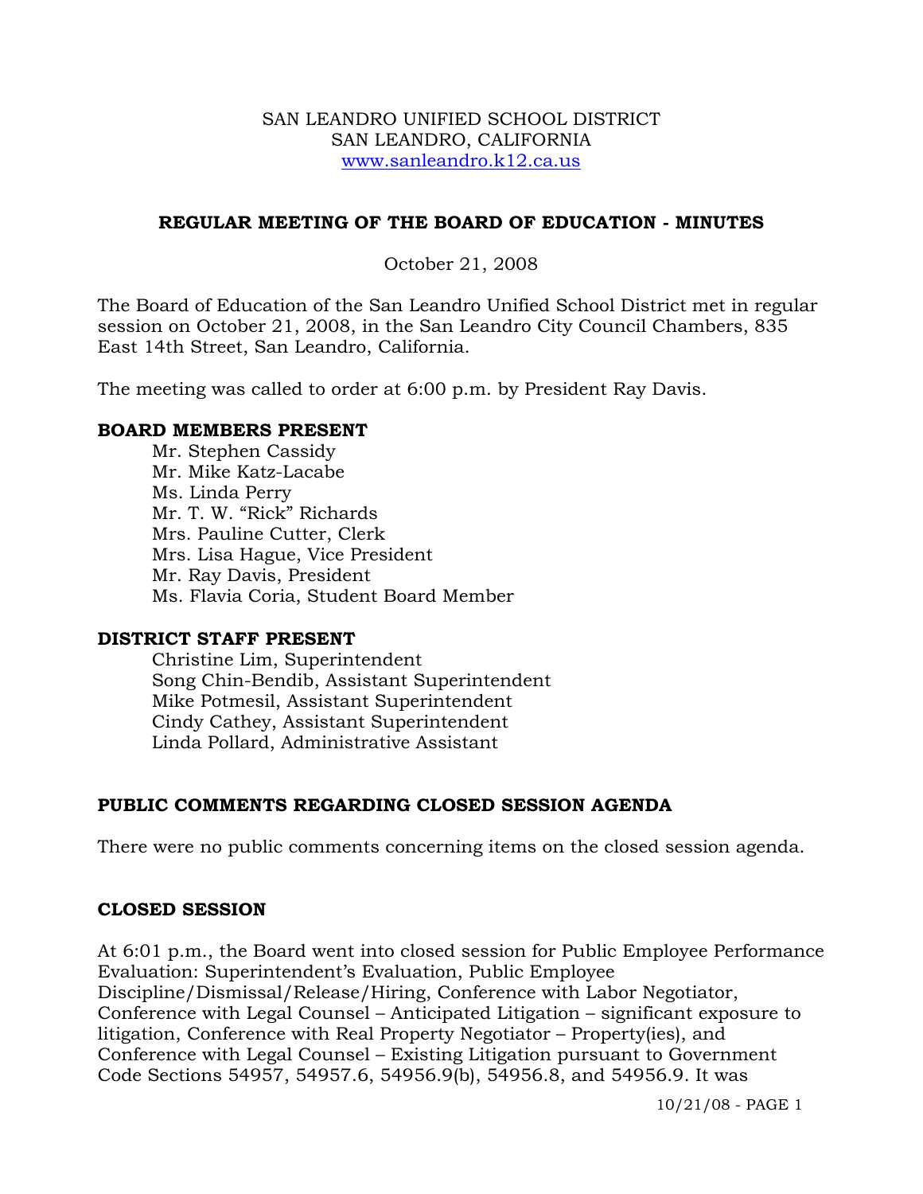SAN LEANDRO UNIFIED SCHOOL DISTRICT
SAN LEANDRO, CALIFORNIA
www.sanleandro.k12.ca.us

## REGULAR MEETING OF THE BOARD OF EDUCATION - MINUTES

October 21, 2008

The Board of Education of the San Leandro Unified School District met in regular session on October 21, 2008, in the San Leandro City Council Chambers, 835 East 14th Street, San Leandro, California.

The meeting was called to order at 6:00 p.m. by President Ray Davis.

### BOARD MEMBERS PRESENT

- Mr. Stephen Cassidy
- Mr. Mike Katz-Lacabe
- Ms. Linda Perry
- Mr. T. W. "Rick" Richards
- Mrs. Pauline Cutter, Clerk
- Mrs. Lisa Hague, Vice President
- Mr. Ray Davis, President
- Ms. Flavia Coria, Student Board Member

### DISTRICT STAFF PRESENT

- Christine Lim, Superintendent
- Song Chin-Bendib, Assistant Superintendent
- Mike Potmesil, Assistant Superintendent
- Cindy Cathey, Assistant Superintendent
- Linda Pollard, Administrative Assistant

### PUBLIC COMMENTS REGARDING CLOSED SESSION AGENDA

There were no public comments concerning items on the closed session agenda.

### CLOSED SESSION

At 6:01 p.m., the Board went into closed session for Public Employee Performance Evaluation: Superintendent's Evaluation, Public Employee Discipline/Dismissal/Release/Hiring, Conference with Labor Negotiator, Conference with Legal Counsel – Anticipated Litigation – significant exposure to litigation, Conference with Real Property Negotiator – Property(ies), and Conference with Legal Counsel – Existing Litigation pursuant to Government Code Sections 54957, 54957.6, 54956.9(b), 54956.8, and 54956.9. It was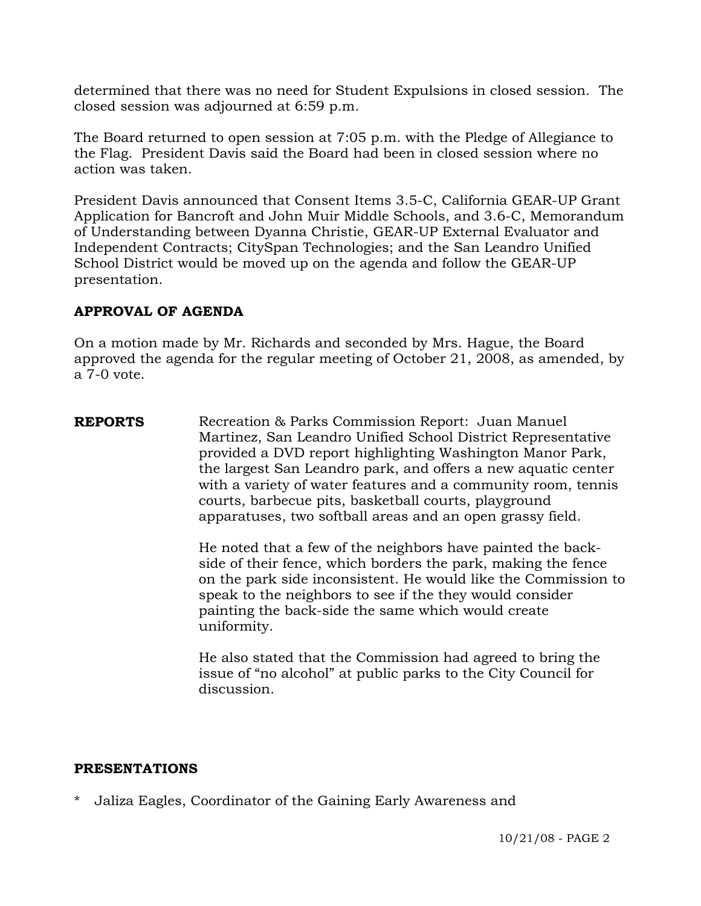determined that there was no need for Student Expulsions in closed session. The closed session was adjourned at 6:59 p.m.

The Board returned to open session at 7:05 p.m. with the Pledge of Allegiance to the Flag. President Davis said the Board had been in closed session where no action was taken.

President Davis announced that Consent Items 3.5-C, California GEAR-UP Grant Application for Bancroft and John Muir Middle Schools, and 3.6-C, Memorandum of Understanding between Dyanna Christie, GEAR-UP External Evaluator and Independent Contracts; CitySpan Technologies; and the San Leandro Unified School District would be moved up on the agenda and follow the GEAR-UP presentation.

**APPROVAL OF AGENDA**

On a motion made by Mr. Richards and seconded by Mrs. Hague, the Board approved the agenda for the regular meeting of October 21, 2008, as amended, by a 7-0 vote.

**REPORTS**

Recreation & Parks Commission Report: Juan Manuel Martinez, San Leandro Unified School District Representative provided a DVD report highlighting Washington Manor Park, the largest San Leandro park, and offers a new aquatic center with a variety of water features and a community room, tennis courts, barbecue pits, basketball courts, playground apparatuses, two softball areas and an open grassy field.

He noted that a few of the neighbors have painted the back-side of their fence, which borders the park, making the fence on the park side inconsistent. He would like the Commission to speak to the neighbors to see if the they would consider painting the back-side the same which would create uniformity.

He also stated that the Commission had agreed to bring the issue of "no alcohol" at public parks to the City Council for discussion.

**PRESENTATIONS**

* Jaliza Eagles, Coordinator of the Gaining Early Awareness and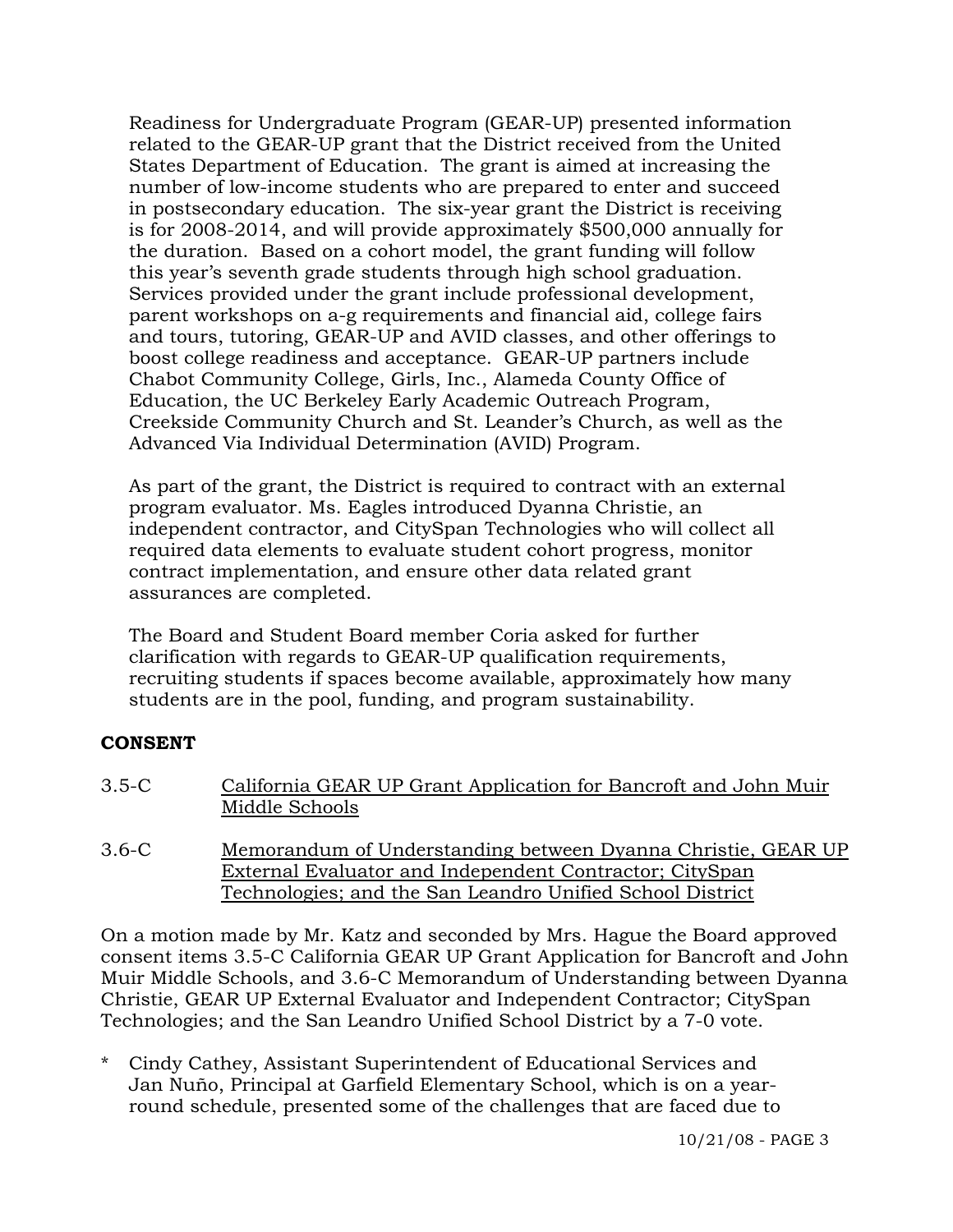Readiness for Undergraduate Program (GEAR-UP) presented information related to the GEAR-UP grant that the District received from the United States Department of Education. The grant is aimed at increasing the number of low-income students who are prepared to enter and succeed in postsecondary education. The six-year grant the District is receiving is for 2008-2014, and will provide approximately $500,000 annually for the duration. Based on a cohort model, the grant funding will follow this year's seventh grade students through high school graduation. Services provided under the grant include professional development, parent workshops on a-g requirements and financial aid, college fairs and tours, tutoring, GEAR-UP and AVID classes, and other offerings to boost college readiness and acceptance. GEAR-UP partners include Chabot Community College, Girls, Inc., Alameda County Office of Education, the UC Berkeley Early Academic Outreach Program, Creekside Community Church and St. Leander's Church, as well as the Advanced Via Individual Determination (AVID) Program.

As part of the grant, the District is required to contract with an external program evaluator. Ms. Eagles introduced Dyanna Christie, an independent contractor, and CitySpan Technologies who will collect all required data elements to evaluate student cohort progress, monitor contract implementation, and ensure other data related grant assurances are completed.

The Board and Student Board member Coria asked for further clarification with regards to GEAR-UP qualification requirements, recruiting students if spaces become available, approximately how many students are in the pool, funding, and program sustainability.

**CONSENT**

3.5-C &nbsp;&nbsp; <u>California GEAR UP Grant Application for Bancroft and John Muir Middle Schools</u>

3.6-C &nbsp;&nbsp; <u>Memorandum of Understanding between Dyanna Christie, GEAR UP External Evaluator and Independent Contractor; CitySpan Technologies; and the San Leandro Unified School District</u>

On a motion made by Mr. Katz and seconded by Mrs. Hague the Board approved consent items 3.5-C California GEAR UP Grant Application for Bancroft and John Muir Middle Schools, and 3.6-C Memorandum of Understanding between Dyanna Christie, GEAR UP External Evaluator and Independent Contractor; CitySpan Technologies; and the San Leandro Unified School District by a 7-0 vote.

* Cindy Cathey, Assistant Superintendent of Educational Services and Jan Nuño, Principal at Garfield Elementary School, which is on a year-round schedule, presented some of the challenges that are faced due to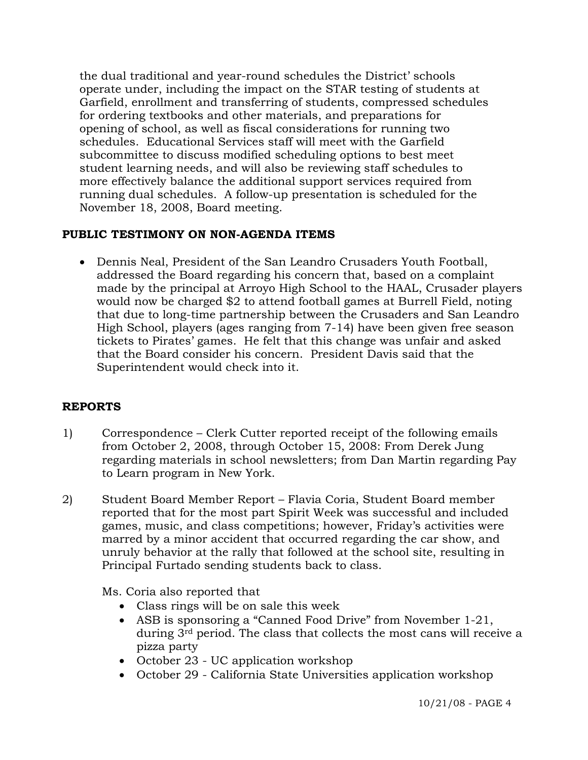the dual traditional and year-round schedules the District' schools operate under, including the impact on the STAR testing of students at Garfield, enrollment and transferring of students, compressed schedules for ordering textbooks and other materials, and preparations for opening of school, as well as fiscal considerations for running two schedules. Educational Services staff will meet with the Garfield subcommittee to discuss modified scheduling options to best meet student learning needs, and will also be reviewing staff schedules to more effectively balance the additional support services required from running dual schedules. A follow-up presentation is scheduled for the November 18, 2008, Board meeting.

**PUBLIC TESTIMONY ON NON-AGENDA ITEMS**

- Dennis Neal, President of the San Leandro Crusaders Youth Football, addressed the Board regarding his concern that, based on a complaint made by the principal at Arroyo High School to the HAAL, Crusader players would now be charged $2 to attend football games at Burrell Field, noting that due to long-time partnership between the Crusaders and San Leandro High School, players (ages ranging from 7-14) have been given free season tickets to Pirates' games. He felt that this change was unfair and asked that the Board consider his concern. President Davis said that the Superintendent would check into it.

**REPORTS**

1) Correspondence – Clerk Cutter reported receipt of the following emails from October 2, 2008, through October 15, 2008: From Derek Jung regarding materials in school newsletters; from Dan Martin regarding Pay to Learn program in New York.

2) Student Board Member Report – Flavia Coria, Student Board member reported that for the most part Spirit Week was successful and included games, music, and class competitions; however, Friday's activities were marred by a minor accident that occurred regarding the car show, and unruly behavior at the rally that followed at the school site, resulting in Principal Furtado sending students back to class.

   Ms. Coria also reported that

   - Class rings will be on sale this week
   - ASB is sponsoring a "Canned Food Drive" from November 1-21, during 3rd period. The class that collects the most cans will receive a pizza party
   - October 23 - UC application workshop
   - October 29 - California State Universities application workshop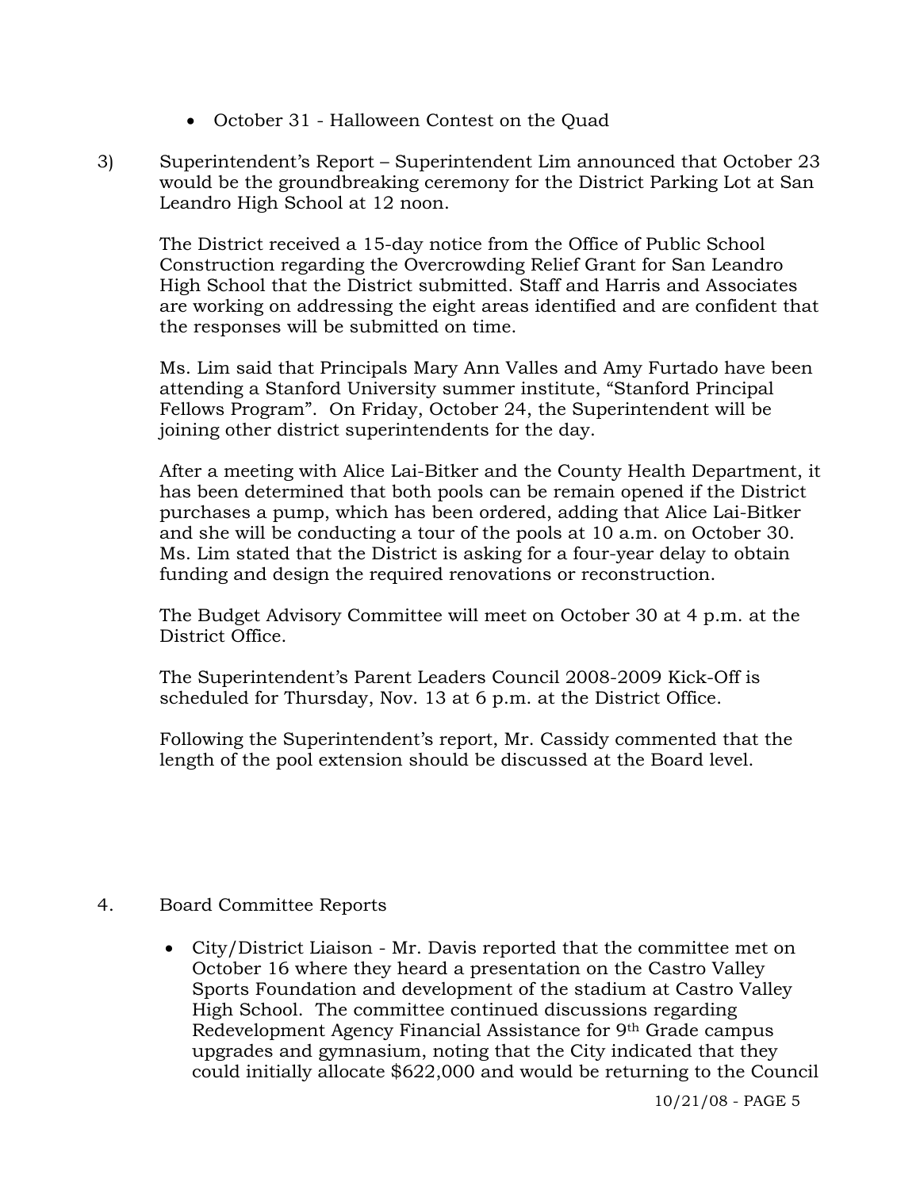- October 31 - Halloween Contest on the Quad

3) Superintendent's Report – Superintendent Lim announced that October 23 would be the groundbreaking ceremony for the District Parking Lot at San Leandro High School at 12 noon.

   The District received a 15-day notice from the Office of Public School Construction regarding the Overcrowding Relief Grant for San Leandro High School that the District submitted. Staff and Harris and Associates are working on addressing the eight areas identified and are confident that the responses will be submitted on time.

   Ms. Lim said that Principals Mary Ann Valles and Amy Furtado have been attending a Stanford University summer institute, "Stanford Principal Fellows Program". On Friday, October 24, the Superintendent will be joining other district superintendents for the day.

   After a meeting with Alice Lai-Bitker and the County Health Department, it has been determined that both pools can be remain opened if the District purchases a pump, which has been ordered, adding that Alice Lai-Bitker and she will be conducting a tour of the pools at 10 a.m. on October 30. Ms. Lim stated that the District is asking for a four-year delay to obtain funding and design the required renovations or reconstruction.

   The Budget Advisory Committee will meet on October 30 at 4 p.m. at the District Office.

   The Superintendent's Parent Leaders Council 2008-2009 Kick-Off is scheduled for Thursday, Nov. 13 at 6 p.m. at the District Office.

   Following the Superintendent's report, Mr. Cassidy commented that the length of the pool extension should be discussed at the Board level.

4. Board Committee Reports

   - City/District Liaison - Mr. Davis reported that the committee met on October 16 where they heard a presentation on the Castro Valley Sports Foundation and development of the stadium at Castro Valley High School. The committee continued discussions regarding Redevelopment Agency Financial Assistance for 9th Grade campus upgrades and gymnasium, noting that the City indicated that they could initially allocate $622,000 and would be returning to the Council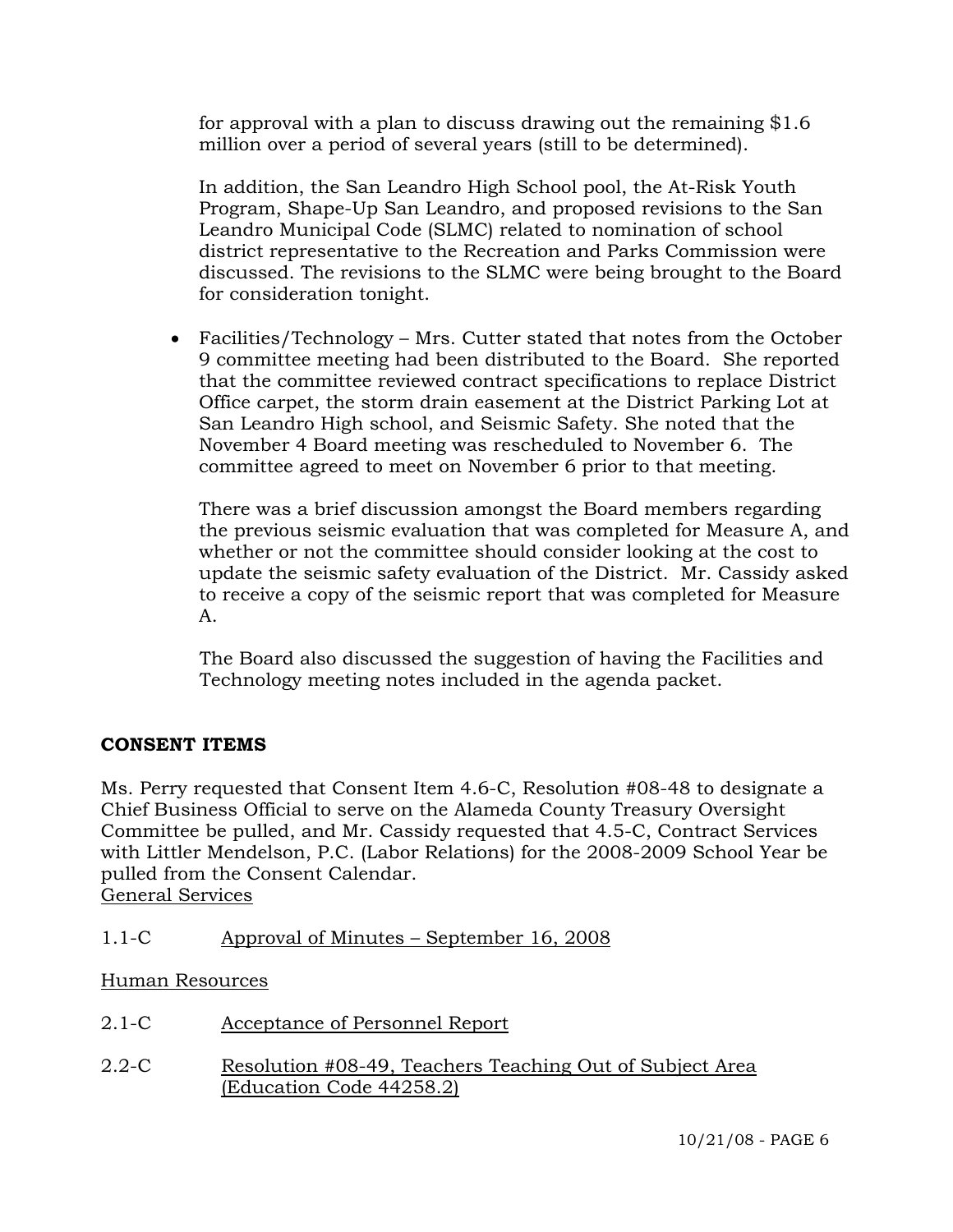for approval with a plan to discuss drawing out the remaining $1.6 million over a period of several years (still to be determined).

In addition, the San Leandro High School pool, the At-Risk Youth Program, Shape-Up San Leandro, and proposed revisions to the San Leandro Municipal Code (SLMC) related to nomination of school district representative to the Recreation and Parks Commission were discussed. The revisions to the SLMC were being brought to the Board for consideration tonight.

- Facilities/Technology – Mrs. Cutter stated that notes from the October 9 committee meeting had been distributed to the Board. She reported that the committee reviewed contract specifications to replace District Office carpet, the storm drain easement at the District Parking Lot at San Leandro High school, and Seismic Safety. She noted that the November 4 Board meeting was rescheduled to November 6. The committee agreed to meet on November 6 prior to that meeting.

  There was a brief discussion amongst the Board members regarding the previous seismic evaluation that was completed for Measure A, and whether or not the committee should consider looking at the cost to update the seismic safety evaluation of the District. Mr. Cassidy asked to receive a copy of the seismic report that was completed for Measure A.

  The Board also discussed the suggestion of having the Facilities and Technology meeting notes included in the agenda packet.

## CONSENT ITEMS

Ms. Perry requested that Consent Item 4.6-C, Resolution #08-48 to designate a Chief Business Official to serve on the Alameda County Treasury Oversight Committee be pulled, and Mr. Cassidy requested that 4.5-C, Contract Services with Littler Mendelson, P.C. (Labor Relations) for the 2008-2009 School Year be pulled from the Consent Calendar.

General Services

1.1-C Approval of Minutes – September 16, 2008

Human Resources

2.1-C Acceptance of Personnel Report

2.2-C Resolution #08-49, Teachers Teaching Out of Subject Area (Education Code 44258.2)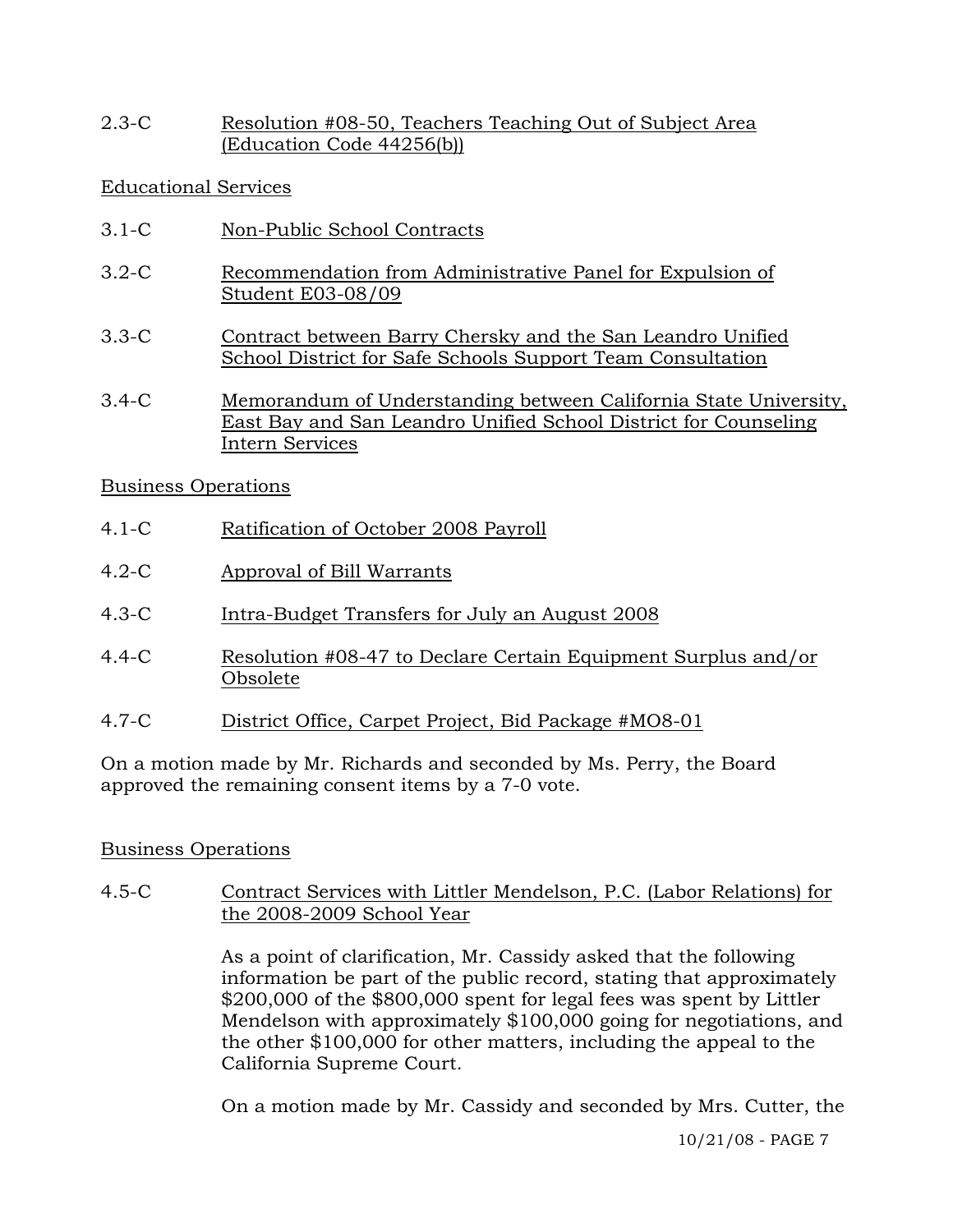2.3-C Resolution #08-50, Teachers Teaching Out of Subject Area (Education Code 44256(b))

Educational Services

3.1-C Non-Public School Contracts

3.2-C Recommendation from Administrative Panel for Expulsion of Student E03-08/09

3.3-C Contract between Barry Chersky and the San Leandro Unified School District for Safe Schools Support Team Consultation

3.4-C Memorandum of Understanding between California State University, East Bay and San Leandro Unified School District for Counseling Intern Services

Business Operations

4.1-C Ratification of October 2008 Payroll

4.2-C Approval of Bill Warrants

4.3-C Intra-Budget Transfers for July an August 2008

4.4-C Resolution #08-47 to Declare Certain Equipment Surplus and/or Obsolete

4.7-C District Office, Carpet Project, Bid Package #MO8-01

On a motion made by Mr. Richards and seconded by Ms. Perry, the Board approved the remaining consent items by a 7-0 vote.

Business Operations

4.5-C Contract Services with Littler Mendelson, P.C. (Labor Relations) for the 2008-2009 School Year

As a point of clarification, Mr. Cassidy asked that the following information be part of the public record, stating that approximately $200,000 of the $800,000 spent for legal fees was spent by Littler Mendelson with approximately $100,000 going for negotiations, and the other $100,000 for other matters, including the appeal to the California Supreme Court.

On a motion made by Mr. Cassidy and seconded by Mrs. Cutter, the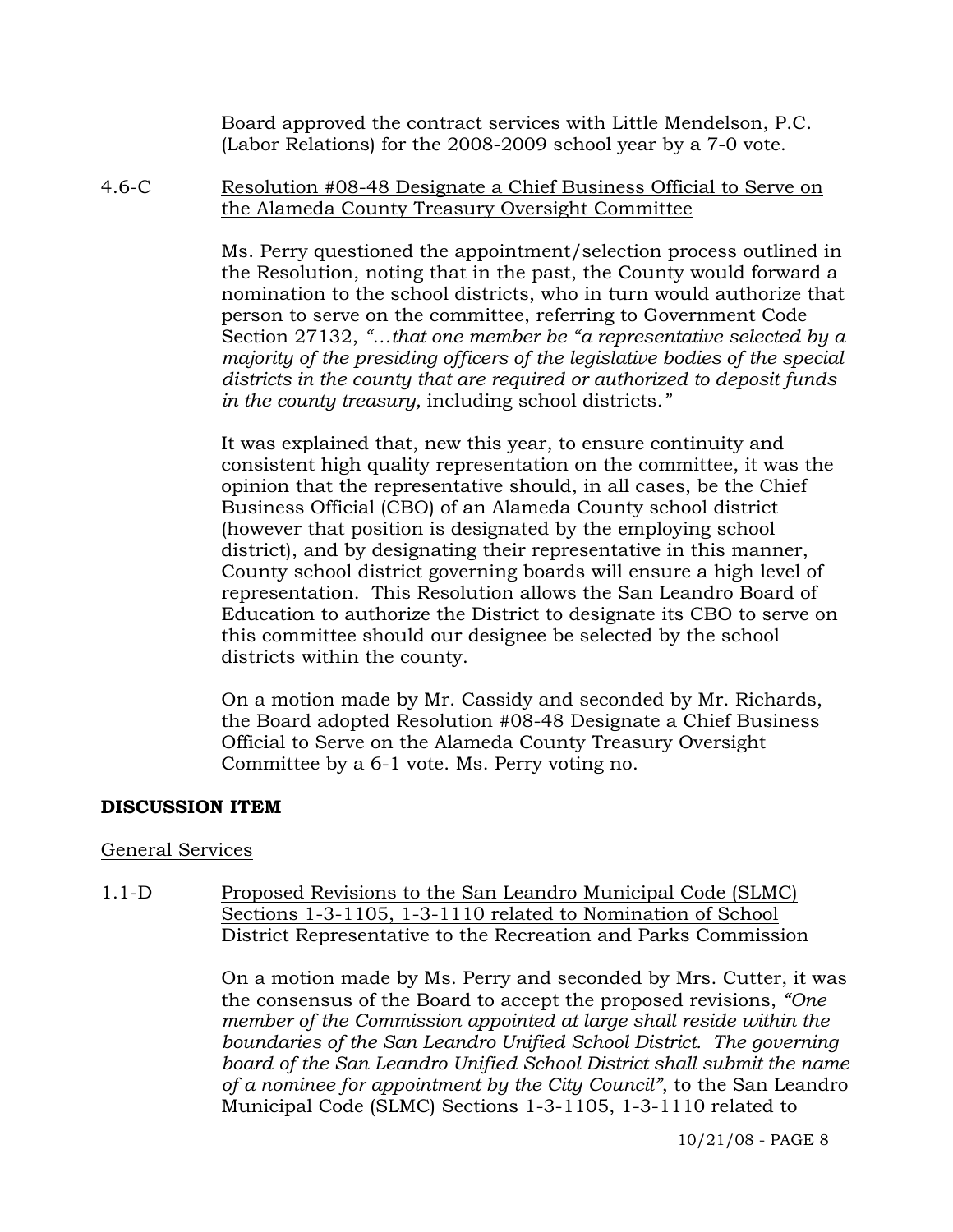Board approved the contract services with Little Mendelson, P.C. (Labor Relations) for the 2008-2009 school year by a 7-0 vote.

4.6-C <u>Resolution #08-48 Designate a Chief Business Official to Serve on the Alameda County Treasury Oversight Committee</u>

Ms. Perry questioned the appointment/selection process outlined in the Resolution, noting that in the past, the County would forward a nomination to the school districts, who in turn would authorize that person to serve on the committee, referring to Government Code Section 27132, *"…that one member be "a representative selected by a majority of the presiding officers of the legislative bodies of the special districts in the county that are required or authorized to deposit funds in the county treasury,* including school districts.*"*

It was explained that, new this year, to ensure continuity and consistent high quality representation on the committee, it was the opinion that the representative should, in all cases, be the Chief Business Official (CBO) of an Alameda County school district (however that position is designated by the employing school district), and by designating their representative in this manner, County school district governing boards will ensure a high level of representation. This Resolution allows the San Leandro Board of Education to authorize the District to designate its CBO to serve on this committee should our designee be selected by the school districts within the county.

On a motion made by Mr. Cassidy and seconded by Mr. Richards, the Board adopted Resolution #08-48 Designate a Chief Business Official to Serve on the Alameda County Treasury Oversight Committee by a 6-1 vote. Ms. Perry voting no.

**DISCUSSION ITEM**

<u>General Services</u>

1.1-D <u>Proposed Revisions to the San Leandro Municipal Code (SLMC) Sections 1-3-1105, 1-3-1110 related to Nomination of School District Representative to the Recreation and Parks Commission</u>

On a motion made by Ms. Perry and seconded by Mrs. Cutter, it was the consensus of the Board to accept the proposed revisions, *"One member of the Commission appointed at large shall reside within the boundaries of the San Leandro Unified School District. The governing board of the San Leandro Unified School District shall submit the name of a nominee for appointment by the City Council"*, to the San Leandro Municipal Code (SLMC) Sections 1-3-1105, 1-3-1110 related to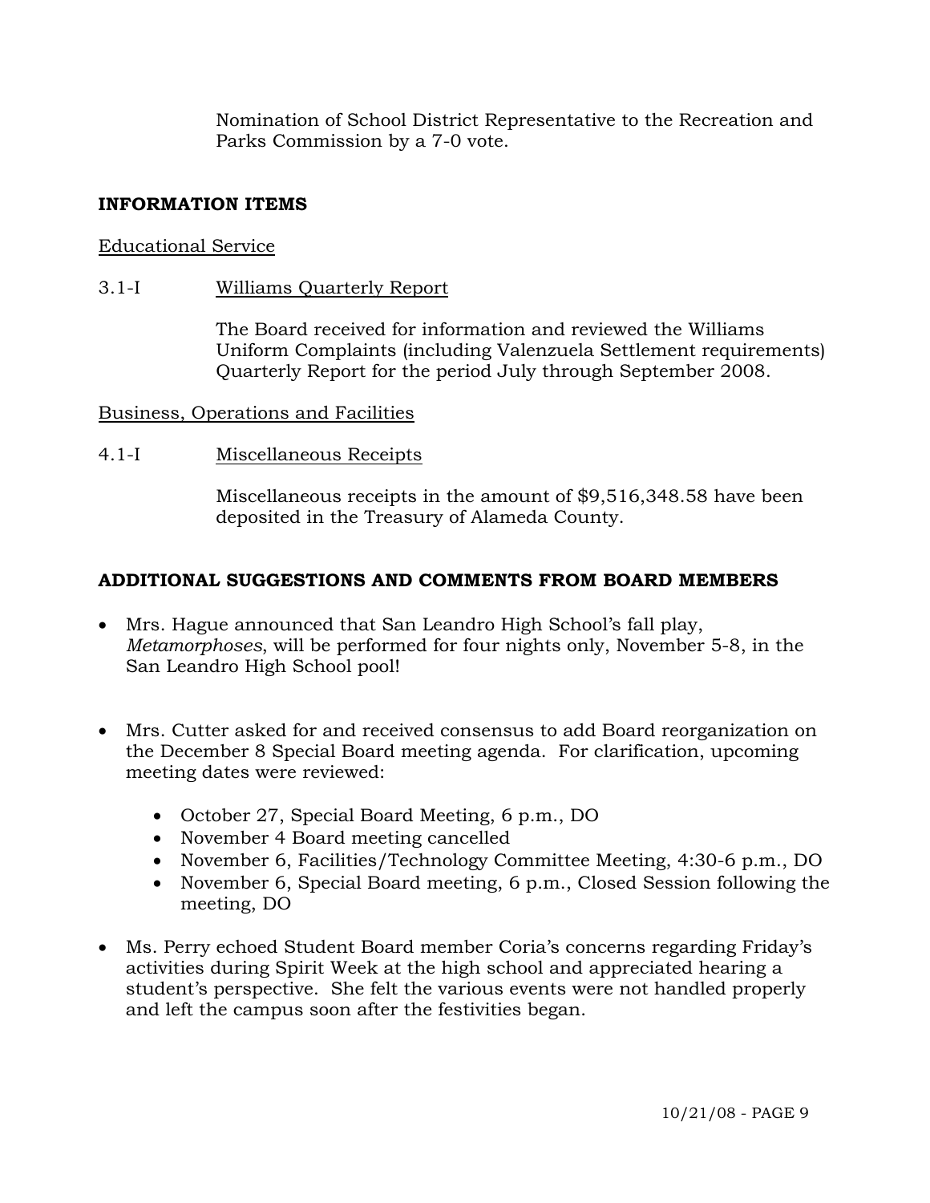Nomination of School District Representative to the Recreation and Parks Commission by a 7-0 vote.

## INFORMATION ITEMS

Educational Service

3.1-I Williams Quarterly Report

The Board received for information and reviewed the Williams Uniform Complaints (including Valenzuela Settlement requirements) Quarterly Report for the period July through September 2008.

Business, Operations and Facilities

4.1-I Miscellaneous Receipts

Miscellaneous receipts in the amount of $9,516,348.58 have been deposited in the Treasury of Alameda County.

## ADDITIONAL SUGGESTIONS AND COMMENTS FROM BOARD MEMBERS

- Mrs. Hague announced that San Leandro High School's fall play, *Metamorphoses*, will be performed for four nights only, November 5-8, in the San Leandro High School pool!

- Mrs. Cutter asked for and received consensus to add Board reorganization on the December 8 Special Board meeting agenda. For clarification, upcoming meeting dates were reviewed:
  - October 27, Special Board Meeting, 6 p.m., DO
  - November 4 Board meeting cancelled
  - November 6, Facilities/Technology Committee Meeting, 4:30-6 p.m., DO
  - November 6, Special Board meeting, 6 p.m., Closed Session following the meeting, DO

- Ms. Perry echoed Student Board member Coria's concerns regarding Friday's activities during Spirit Week at the high school and appreciated hearing a student's perspective. She felt the various events were not handled properly and left the campus soon after the festivities began.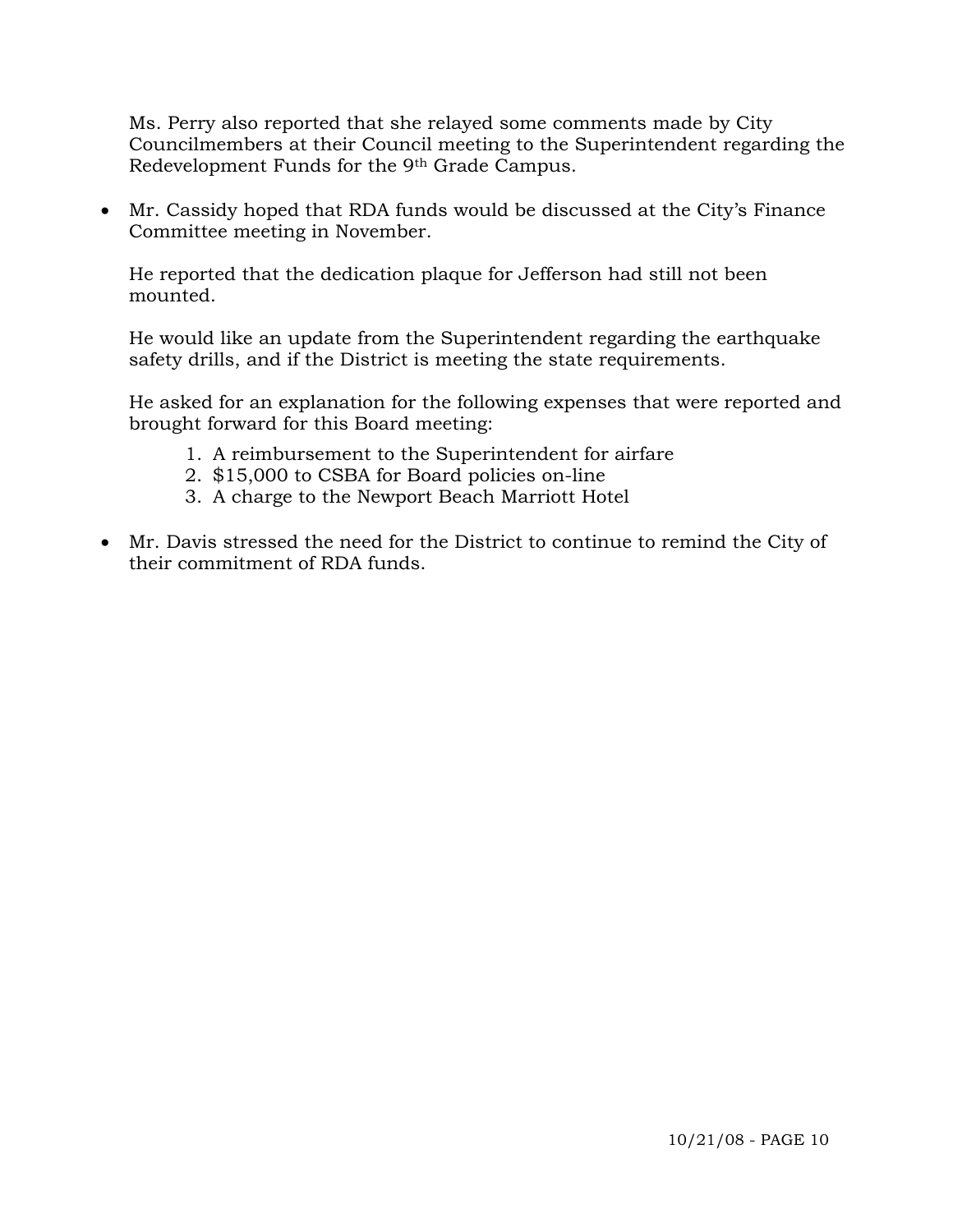Ms. Perry also reported that she relayed some comments made by City Councilmembers at their Council meeting to the Superintendent regarding the Redevelopment Funds for the 9th Grade Campus.

- Mr. Cassidy hoped that RDA funds would be discussed at the City's Finance Committee meeting in November.

  He reported that the dedication plaque for Jefferson had still not been mounted.

  He would like an update from the Superintendent regarding the earthquake safety drills, and if the District is meeting the state requirements.

  He asked for an explanation for the following expenses that were reported and brought forward for this Board meeting:

  1. A reimbursement to the Superintendent for airfare
  2. $15,000 to CSBA for Board policies on-line
  3. A charge to the Newport Beach Marriott Hotel

- Mr. Davis stressed the need for the District to continue to remind the City of their commitment of RDA funds.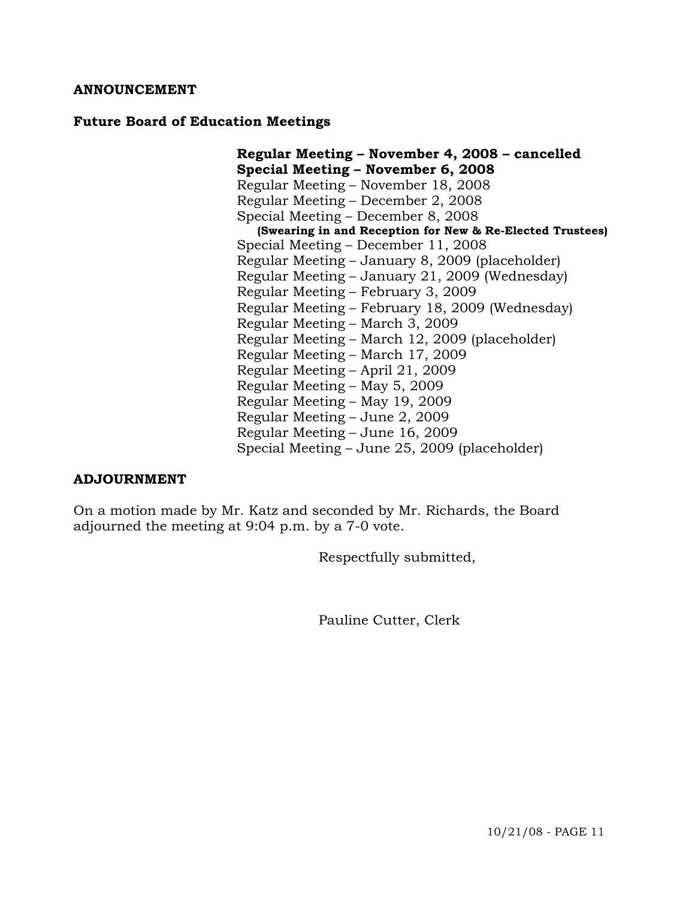**ANNOUNCEMENT**

**Future Board of Education Meetings**

**Regular Meeting – November 4, 2008 – cancelled**
**Special Meeting – November 6, 2008**
Regular Meeting – November 18, 2008
Regular Meeting – December 2, 2008
Special Meeting – December 8, 2008
**(Swearing in and Reception for New & Re-Elected Trustees)**
Special Meeting – December 11, 2008
Regular Meeting – January 8, 2009 (placeholder)
Regular Meeting – January 21, 2009 (Wednesday)
Regular Meeting – February 3, 2009
Regular Meeting – February 18, 2009 (Wednesday)
Regular Meeting – March 3, 2009
Regular Meeting – March 12, 2009 (placeholder)
Regular Meeting – March 17, 2009
Regular Meeting – April 21, 2009
Regular Meeting – May 5, 2009
Regular Meeting – May 19, 2009
Regular Meeting – June 2, 2009
Regular Meeting – June 16, 2009
Special Meeting – June 25, 2009 (placeholder)

**ADJOURNMENT**

On a motion made by Mr. Katz and seconded by Mr. Richards, the Board adjourned the meeting at 9:04 p.m. by a 7-0 vote.

Respectfully submitted,

Pauline Cutter, Clerk